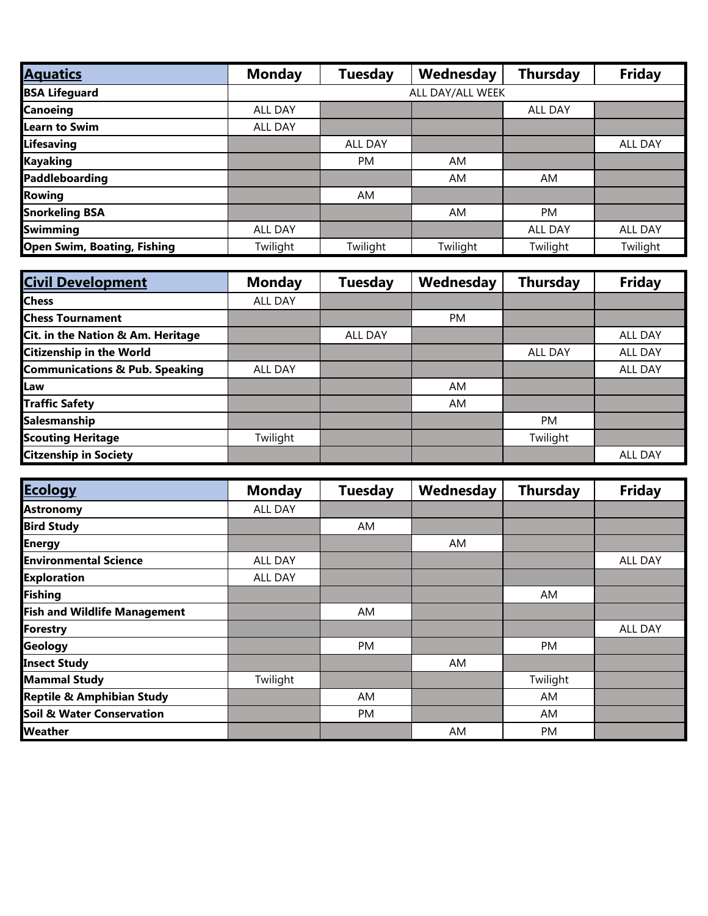| Aquatics | Monday | Tuesday | Wednesday | Thursday | Friday |
|---|---|---|---|---|---|
| BSA Lifeguard | ALL DAY/ALL WEEK | | | | |
| Canoeing | ALL DAY | | | ALL DAY | |
| Learn to Swim | ALL DAY | | | | |
| Lifesaving | | ALL DAY | | | ALL DAY |
| Kayaking | | PM | AM | | |
| Paddleboarding | | | AM | AM | |
| Rowing | | AM | | | |
| Snorkeling BSA | | | AM | PM | |
| Swimming | ALL DAY | | | ALL DAY | ALL DAY |
| Open Swim, Boating, Fishing | Twilight | Twilight | Twilight | Twilight | Twilight |

| Civil Development | Monday | Tuesday | Wednesday | Thursday | Friday |
|---|---|---|---|---|---|
| Chess | ALL DAY | | | | |
| Chess Tournament | | | PM | | |
| Cit. in the Nation & Am. Heritage | | ALL DAY | | | ALL DAY |
| Citizenship in the World | | | | ALL DAY | ALL DAY |
| Communications & Pub. Speaking | ALL DAY | | | | ALL DAY |
| Law | | | AM | | |
| Traffic Safety | | | AM | | |
| Salesmanship | | | | PM | |
| Scouting Heritage | Twilight | | | Twilight | |
| Citzenship in Society | | | | | ALL DAY |

| Ecology | Monday | Tuesday | Wednesday | Thursday | Friday |
|---|---|---|---|---|---|
| Astronomy | ALL DAY | | | | |
| Bird Study | | AM | | | |
| Energy | | | AM | | |
| Environmental Science | ALL DAY | | | | ALL DAY |
| Exploration | ALL DAY | | | | |
| Fishing | | | | AM | |
| Fish and Wildlife Management | | AM | | | |
| Forestry | | | | | ALL DAY |
| Geology | | PM | | PM | |
| Insect Study | | | AM | | |
| Mammal Study | Twilight | | | Twilight | |
| Reptile & Amphibian Study | | AM | | AM | |
| Soil & Water Conservation | | PM | | AM | |
| Weather | | | AM | PM | |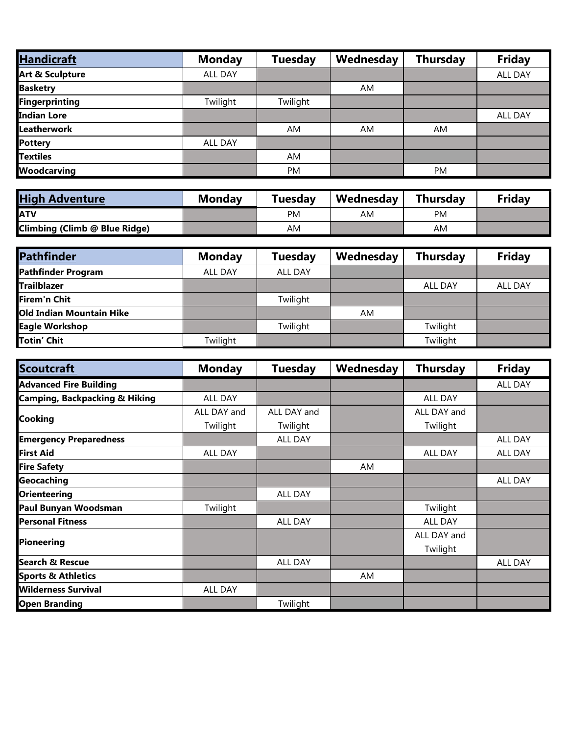| Handicraft | Monday | Tuesday | Wednesday | Thursday | Friday |
|---|---|---|---|---|---|
| Art & Sculpture | ALL DAY | | | | ALL DAY |
| Basketry | | | AM | | |
| Fingerprinting | Twilight | Twilight | | | |
| Indian Lore | | | | | ALL DAY |
| Leatherwork | | AM | AM | AM | |
| Pottery | ALL DAY | | | | |
| Textiles | | AM | | | |
| Woodcarving | | PM | | PM | |

| High Adventure | Monday | Tuesday | Wednesday | Thursday | Friday |
|---|---|---|---|---|---|
| ATV | | PM | AM | PM | |
| Climbing (Climb @ Blue Ridge) | | AM | | AM | |

| Pathfinder | Monday | Tuesday | Wednesday | Thursday | Friday |
|---|---|---|---|---|---|
| Pathfinder Program | ALL DAY | ALL DAY | | | |
| Trailblazer | | | | ALL DAY | ALL DAY |
| Firem'n Chit | | Twilight | | | |
| Old Indian Mountain Hike | | | AM | | |
| Eagle Workshop | | Twilight | | Twilight | |
| Totin' Chit | Twilight | | | Twilight | |

| Scoutcraft | Monday | Tuesday | Wednesday | Thursday | Friday |
|---|---|---|---|---|---|
| Advanced Fire Building | | | | | ALL DAY |
| Camping, Backpacking & Hiking | ALL DAY | | | ALL DAY | |
| Cooking | ALL DAY and Twilight | ALL DAY and Twilight | | ALL DAY and Twilight | |
| Emergency Preparedness | | ALL DAY | | | ALL DAY |
| First Aid | ALL DAY | | | ALL DAY | ALL DAY |
| Fire Safety | | | AM | | |
| Geocaching | | | | | ALL DAY |
| Orienteering | | ALL DAY | | | |
| Paul Bunyan Woodsman | Twilight | | | Twilight | |
| Personal Fitness | | ALL DAY | | ALL DAY | |
| Pioneering | | | | ALL DAY and Twilight | |
| Search & Rescue | | ALL DAY | | | ALL DAY |
| Sports & Athletics | | | AM | | |
| Wilderness Survival | ALL DAY | | | | |
| Open Branding | | Twilight | | | |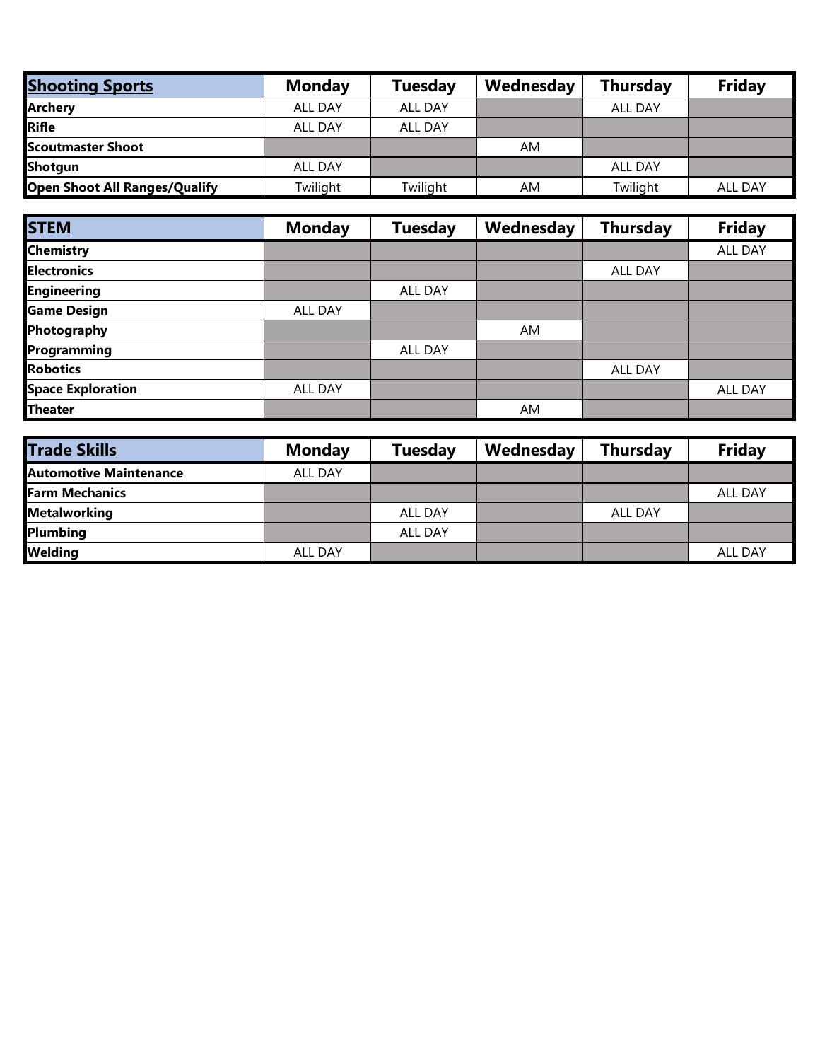| Shooting Sports | Monday | Tuesday | Wednesday | Thursday | Friday |
|---|---|---|---|---|---|
| Archery | ALL DAY | ALL DAY | | ALL DAY | |
| Rifle | ALL DAY | ALL DAY | | | |
| Scoutmaster Shoot | | | AM | | |
| Shotgun | ALL DAY | | | ALL DAY | |
| Open Shoot All Ranges/Qualify | Twilight | Twilight | AM | Twilight | ALL DAY |

| STEM | Monday | Tuesday | Wednesday | Thursday | Friday |
|---|---|---|---|---|---|
| Chemistry | | | | | ALL DAY |
| Electronics | | | | ALL DAY | |
| Engineering | | ALL DAY | | | |
| Game Design | ALL DAY | | | | |
| Photography | | | AM | | |
| Programming | | ALL DAY | | | |
| Robotics | | | | ALL DAY | |
| Space Exploration | ALL DAY | | | | ALL DAY |
| Theater | | | AM | | |

| Trade Skills | Monday | Tuesday | Wednesday | Thursday | Friday |
|---|---|---|---|---|---|
| Automotive Maintenance | ALL DAY | | | | |
| Farm Mechanics | | | | | ALL DAY |
| Metalworking | | ALL DAY | | ALL DAY | |
| Plumbing | | ALL DAY | | | |
| Welding | ALL DAY | | | | ALL DAY |